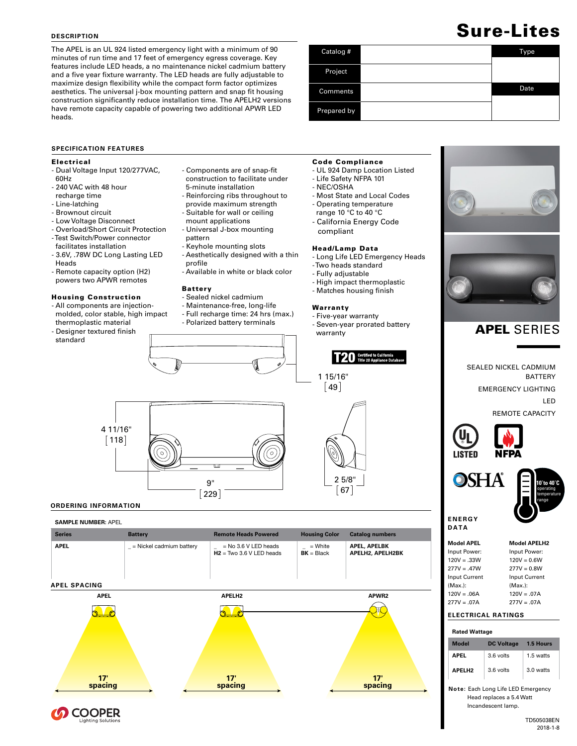# Sure-Lites

## DESCRIPTION

The APEL is an UL 924 listed emergency light with a minimum of 90 minutes of run time and 17 feet of emergency egress coverage. Key features include LED heads, a no maintenance nickel cadmium battery and a five year fixture warranty. The LED heads are fully adjustable to maximize design flexibility while the compact form factor optimizes aesthetics. The universal j-box mounting pattern and snap fit housing construction significantly reduce installation time. The APELH2 versions have remote capacity capable of powering two additional APWR LED heads.

| Catalog # | | Type |
|---|---|---|
| Project | | |
| Comments | | Date |
| Prepared by | | |

## SPECIFICATION FEATURES

### Electrical
- Dual Voltage Input 120/277VAC, 60Hz
- 240 VAC with 48 hour recharge time
- Line-latching
- Brownout circuit
- Low Voltage Disconnect
- Overload/Short Circuit Protection
- Test Switch/Power connector facilitates installation
- 3.6V, .78W DC Long Lasting LED Heads
- Remote capacity option (H2) powers two APWR remotes

### Housing Construction
- All components are injection-molded, color stable, high impact thermoplastic material
- Designer textured finish standard
- Components are of snap-fit construction to facilitate under 5-minute installation
- Reinforcing ribs throughout to provide maximum strength
- Suitable for wall or ceiling mount applications
- Universal J-box mounting pattern
- Keyhole mounting slots
- Aesthetically designed with a thin profile
- Available in white or black color

### Battery
- Sealed nickel cadmium
- Maintenance-free, long-life
- Full recharge time: 24 hrs (max.)
- Polarized battery terminals

### Code Compliance
- UL 924 Damp Location Listed
- Life Safety NFPA 101
- NEC/OSHA
- Most State and Local Codes
- Operating temperature range 10 °C to 40 °C
- California Energy Code compliant

### Head/Lamp Data
- Long Life LED Emergency Heads
- Two heads standard
- Fully adjustable
- High impact thermoplastic
- Matches housing finish

### Warranty
- Five-year warranty
- Seven-year prorated battery warranty

T20 Certified to California Title 20 Appliance Database

1 15/16" [49]

4 11/16" [118]

9" [229]

2 5/8" [67]

## APEL SERIES

SEALED NICKEL CADMIUM BATTERY

EMERGENCY LIGHTING

LED

REMOTE CAPACITY

LISTED | NFPA | OSHA | 10° to 40°C operating temperature range

## ORDERING INFORMATION

**SAMPLE NUMBER:** APEL

| Series | Battery | Remote Heads Powered | Housing Color | Catalog numbers |
|---|---|---|---|---|
| APEL | _ = Nickel cadmium battery | _ = No 3.6 V LED heads<br>**H2** = Two 3.6 V LED heads | _ = White<br>**BK** = Black | **APEL, APELBK**<br>**APELH2, APELH2BK** |

## APEL SPACING

| APEL | APELH2 | APWR2 |
|---|---|---|
| 17' spacing | 17' spacing | 17' spacing |

## ENERGY DATA

**Model APEL**
Input Power:
120V = .33W
277V = .47W
Input Current (Max.):
120V = .06A
277V = .07A

**Model APELH2**
Input Power:
120V = 0.6W
277V = 0.8W
Input Current (Max.):
120V = .07A
277V = .07A

## ELECTRICAL RATINGS

**Rated Wattage**

| Model | DC Voltage | 1.5 Hours |
|---|---|---|
| APEL | 3.6 volts | 1.5 watts |
| APELH2 | 3.6 volts | 3.0 watts |

**Note:** Each Long Life LED Emergency Head replaces a 5.4 Watt Incandescent lamp.

COOPER Lighting Solutions

TD505038EN
2018-1-8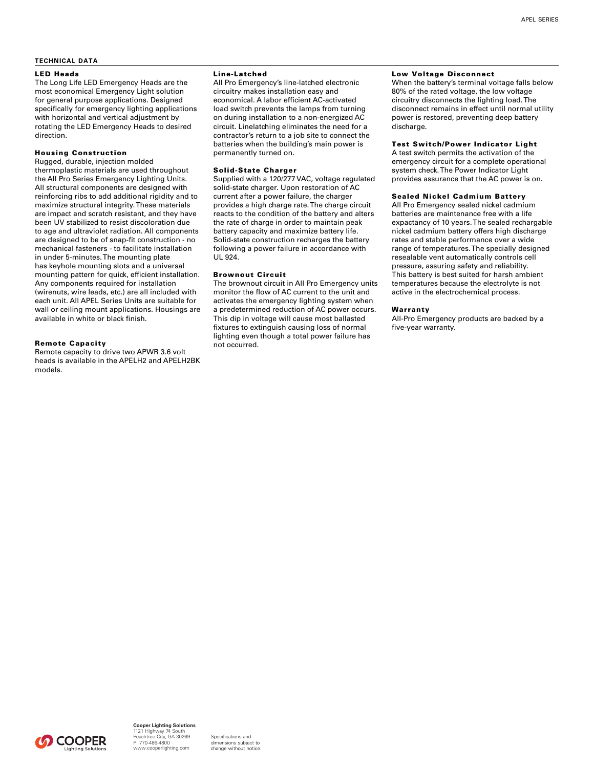## TECHNICAL DATA

### LED Heads

The Long Life LED Emergency Heads are the most economical Emergency Light solution for general purpose applications. Designed specifically for emergency lighting applications with horizontal and vertical adjustment by rotating the LED Emergency Heads to desired direction.

### Housing Construction

Rugged, durable, injection molded thermoplastic materials are used throughout the All Pro Series Emergency Lighting Units. All structural components are designed with reinforcing ribs to add additional rigidity and to maximize structural integrity. These materials are impact and scratch resistant, and they have been UV stabilized to resist discoloration due to age and ultraviolet radiation. All components are designed to be of snap-fit construction - no mechanical fasteners - to facilitate installation in under 5-minutes. The mounting plate has keyhole mounting slots and a universal mounting pattern for quick, efficient installation. Any components required for installation (wirenuts, wire leads, etc.) are all included with each unit. All APEL Series Units are suitable for wall or ceiling mount applications. Housings are available in white or black finish.

### Remote Capacity

Remote capacity to drive two APWR 3.6 volt heads is available in the APELH2 and APELH2BK models.

### Line-Latched

All Pro Emergency's line-latched electronic circuitry makes installation easy and economical. A labor efficient AC-activated load switch prevents the lamps from turning on during installation to a non-energized AC circuit. Linelatching eliminates the need for a contractor's return to a job site to connect the batteries when the building's main power is permanently turned on.

### Solid-State Charger

Supplied with a 120/277 VAC, voltage regulated solid-state charger. Upon restoration of AC current after a power failure, the charger provides a high charge rate. The charge circuit reacts to the condition of the battery and alters the rate of charge in order to maintain peak battery capacity and maximize battery life. Solid-state construction recharges the battery following a power failure in accordance with UL 924.

### Brownout Circuit

The brownout circuit in All Pro Emergency units monitor the flow of AC current to the unit and activates the emergency lighting system when a predetermined reduction of AC power occurs. This dip in voltage will cause most ballasted fixtures to extinguish causing loss of normal lighting even though a total power failure has not occurred.

### Low Voltage Disconnect

When the battery's terminal voltage falls below 80% of the rated voltage, the low voltage circuitry disconnects the lighting load. The disconnect remains in effect until normal utility power is restored, preventing deep battery discharge.

### Test Switch/Power Indicator Light

A test switch permits the activation of the emergency circuit for a complete operational system check. The Power Indicator Light provides assurance that the AC power is on.

### Sealed Nickel Cadmium Battery

All Pro Emergency sealed nickel cadmium batteries are maintenance free with a life expectancy of 10 years. The sealed rechargable nickel cadmium battery offers high discharge rates and stable performance over a wide range of temperatures. The specially designed resealable vent automatically controls cell pressure, assuring safety and reliability. This battery is best suited for harsh ambient temperatures because the electrolyte is not active in the electrochemical process.

### Warranty

All-Pro Emergency products are backed by a five-year warranty.

COOPER Lighting Solutions

**Cooper Lighting Solutions**
1121 Highway 74 South
Peachtree City, GA 30269
P: 770-486-4800
www.cooperlighting.com

Specifications and dimensions subject to change without notice.